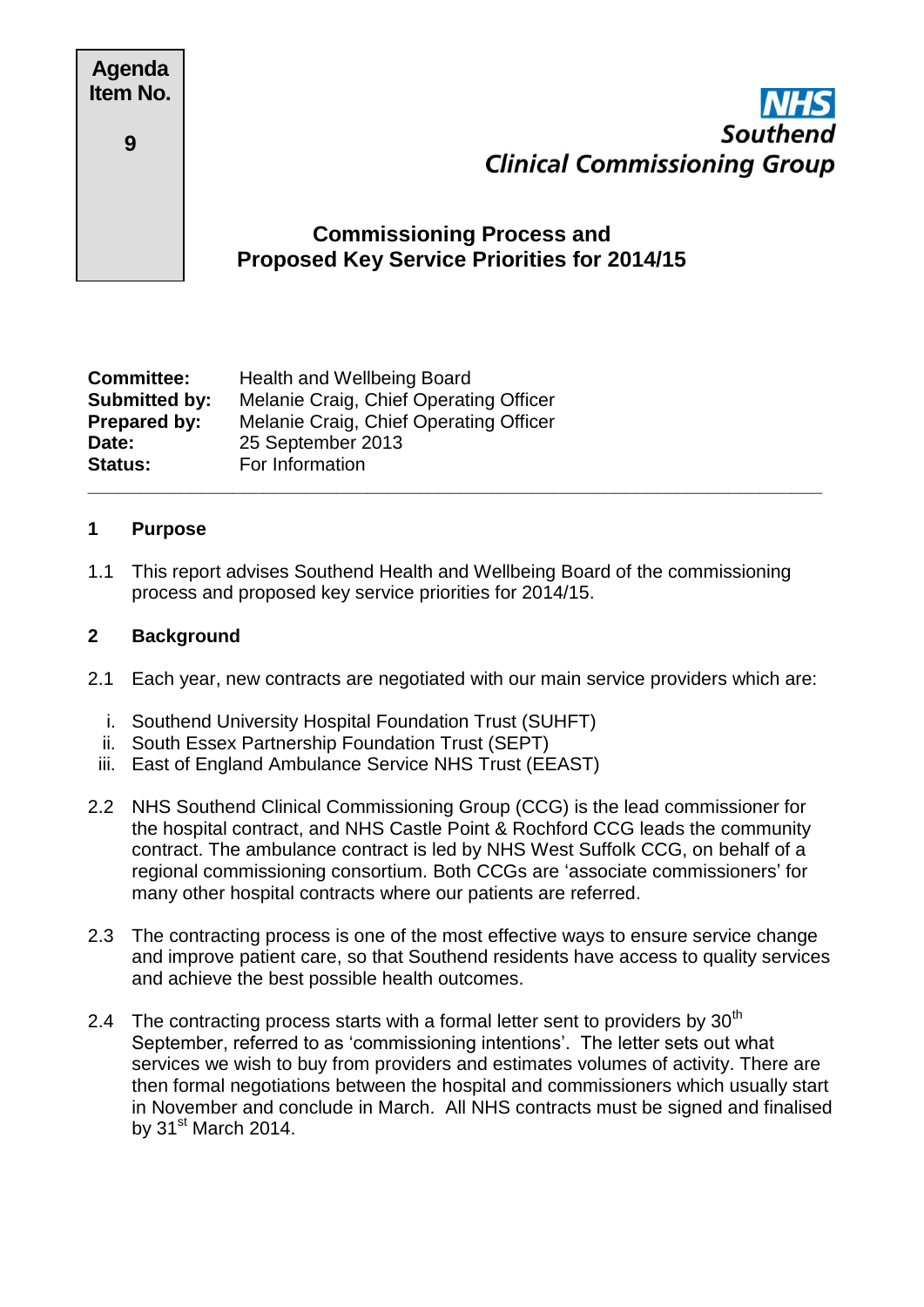**Agenda Item No.**

**9**

**NHS Southend Clinical Commissioning Group**

# Commissioning Process and Proposed Key Service Priorities for 2014/15

| | |
|---|---|
| **Committee:** | Health and Wellbeing Board |
| **Submitted by:** | Melanie Craig, Chief Operating Officer |
| **Prepared by:** | Melanie Craig, Chief Operating Officer |
| **Date:** | 25 September 2013 |
| **Status:** | For Information |

---

## 1 Purpose

1.1 This report advises Southend Health and Wellbeing Board of the commissioning process and proposed key service priorities for 2014/15.

## 2 Background

2.1 Each year, new contracts are negotiated with our main service providers which are:

i. Southend University Hospital Foundation Trust (SUHFT)
ii. South Essex Partnership Foundation Trust (SEPT)
iii. East of England Ambulance Service NHS Trust (EEAST)

2.2 NHS Southend Clinical Commissioning Group (CCG) is the lead commissioner for the hospital contract, and NHS Castle Point & Rochford CCG leads the community contract. The ambulance contract is led by NHS West Suffolk CCG, on behalf of a regional commissioning consortium. Both CCGs are 'associate commissioners' for many other hospital contracts where our patients are referred.

2.3 The contracting process is one of the most effective ways to ensure service change and improve patient care, so that Southend residents have access to quality services and achieve the best possible health outcomes.

2.4 The contracting process starts with a formal letter sent to providers by 30th September, referred to as 'commissioning intentions'. The letter sets out what services we wish to buy from providers and estimates volumes of activity. There are then formal negotiations between the hospital and commissioners which usually start in November and conclude in March. All NHS contracts must be signed and finalised by 31st March 2014.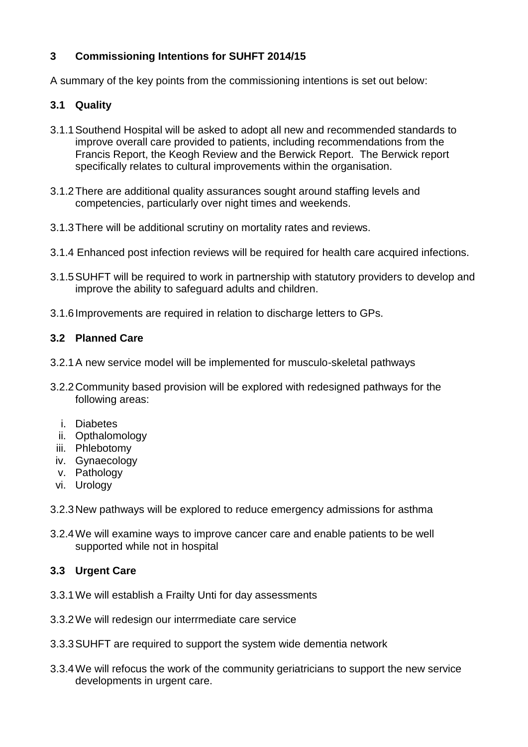## 3 Commissioning Intentions for SUHFT 2014/15

A summary of the key points from the commissioning intentions is set out below:

### 3.1 Quality

3.1.1 Southend Hospital will be asked to adopt all new and recommended standards to improve overall care provided to patients, including recommendations from the Francis Report, the Keogh Review and the Berwick Report. The Berwick report specifically relates to cultural improvements within the organisation.

3.1.2 There are additional quality assurances sought around staffing levels and competencies, particularly over night times and weekends.

3.1.3 There will be additional scrutiny on mortality rates and reviews.

3.1.4 Enhanced post infection reviews will be required for health care acquired infections.

3.1.5 SUHFT will be required to work in partnership with statutory providers to develop and improve the ability to safeguard adults and children.

3.1.6 Improvements are required in relation to discharge letters to GPs.

### 3.2 Planned Care

3.2.1 A new service model will be implemented for musculo-skeletal pathways

3.2.2 Community based provision will be explored with redesigned pathways for the following areas:

i. Diabetes
ii. Opthalomology
iii. Phlebotomy
iv. Gynaecology
v. Pathology
vi. Urology

3.2.3 New pathways will be explored to reduce emergency admissions for asthma

3.2.4 We will examine ways to improve cancer care and enable patients to be well supported while not in hospital

### 3.3 Urgent Care

3.3.1 We will establish a Frailty Unti for day assessments

3.3.2 We will redesign our interrmediate care service

3.3.3 SUHFT are required to support the system wide dementia network

3.3.4 We will refocus the work of the community geriatricians to support the new service developments in urgent care.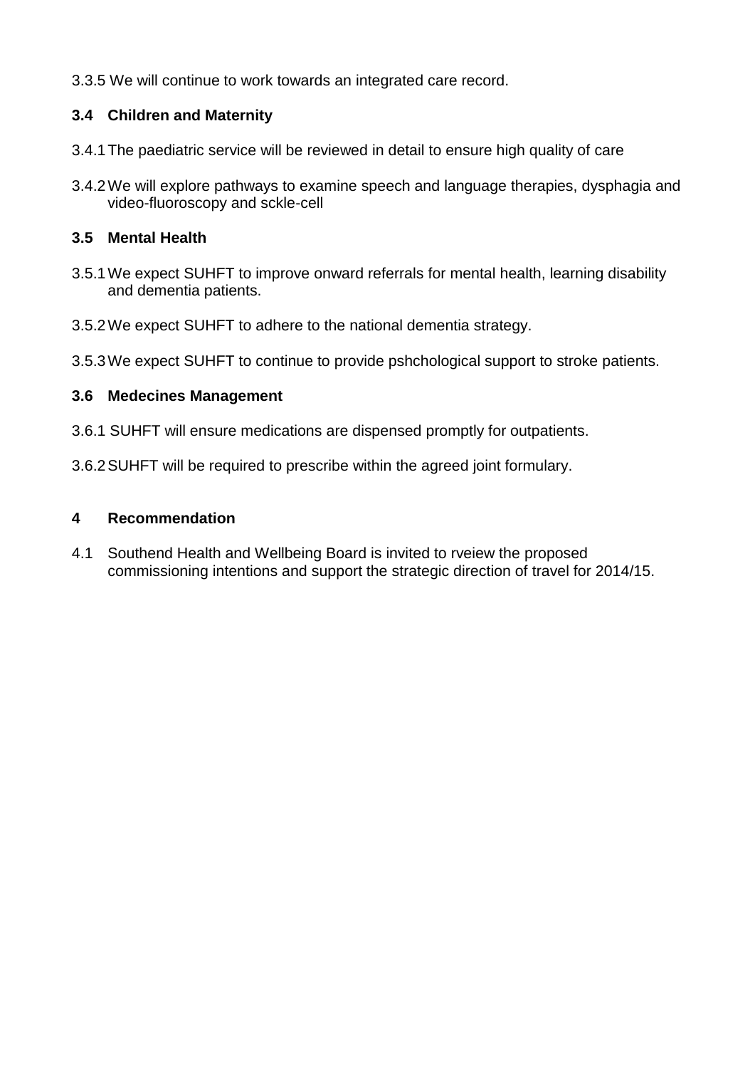3.3.5 We will continue to work towards an integrated care record.

### 3.4 Children and Maternity

3.4.1 The paediatric service will be reviewed in detail to ensure high quality of care

3.4.2 We will explore pathways to examine speech and language therapies, dysphagia and video-fluoroscopy and sckle-cell

### 3.5 Mental Health

3.5.1 We expect SUHFT to improve onward referrals for mental health, learning disability and dementia patients.

3.5.2 We expect SUHFT to adhere to the national dementia strategy.

3.5.3 We expect SUHFT to continue to provide pshchological support to stroke patients.

### 3.6 Medecines Management

3.6.1 SUHFT will ensure medications are dispensed promptly for outpatients.

3.6.2 SUHFT will be required to prescribe within the agreed joint formulary.

## 4 Recommendation

4.1 Southend Health and Wellbeing Board is invited to rveiew the proposed commissioning intentions and support the strategic direction of travel for 2014/15.